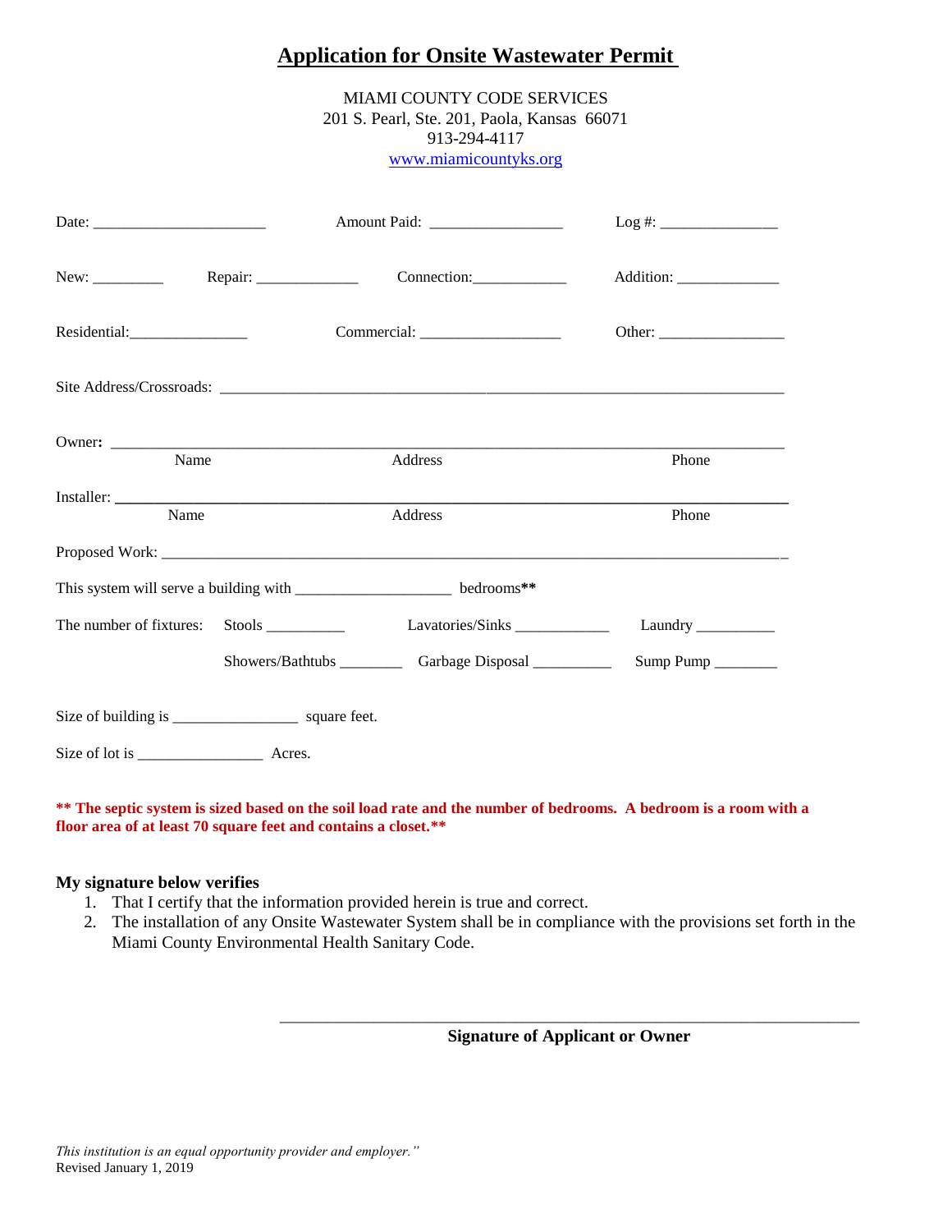# Application for Onsite Wastewater Permit

MIAMI COUNTY CODE SERVICES
201 S. Pearl, Ste. 201, Paola, Kansas 66071
913-294-4117
www.miamicountyks.org

Date: ______________________ Amount Paid: _________________ Log #: _______________

New: _________ Repair: _____________ Connection:____________ Addition: _____________

Residential:_______________ Commercial: __________________ Other: ________________

Site Address/Crossroads: ________________________________________________________________________

Owner: ______________________________________________________________________________
Name Address Phone

Installer: _____________________________________________________________________________
Name Address Phone

Proposed Work: _________________________________________________________________________

This system will serve a building with ___________________ bedrooms**

The number of fixtures: Stools __________ Lavatories/Sinks ____________ Laundry __________

Showers/Bathtubs ________ Garbage Disposal __________ Sump Pump ________

Size of building is ________________ square feet.

Size of lot is ________________ Acres.

**** The septic system is sized based on the soil load rate and the number of bedrooms. A bedroom is a room with a floor area of at least 70 square feet and contains a closet.****

**My signature below verifies**

1. That I certify that the information provided herein is true and correct.
2. The installation of any Onsite Wastewater System shall be in compliance with the provisions set forth in the Miami County Environmental Health Sanitary Code.

_______________________________________________________________

**Signature of Applicant or Owner**

*This institution is an equal opportunity provider and employer."*
Revised January 1, 2019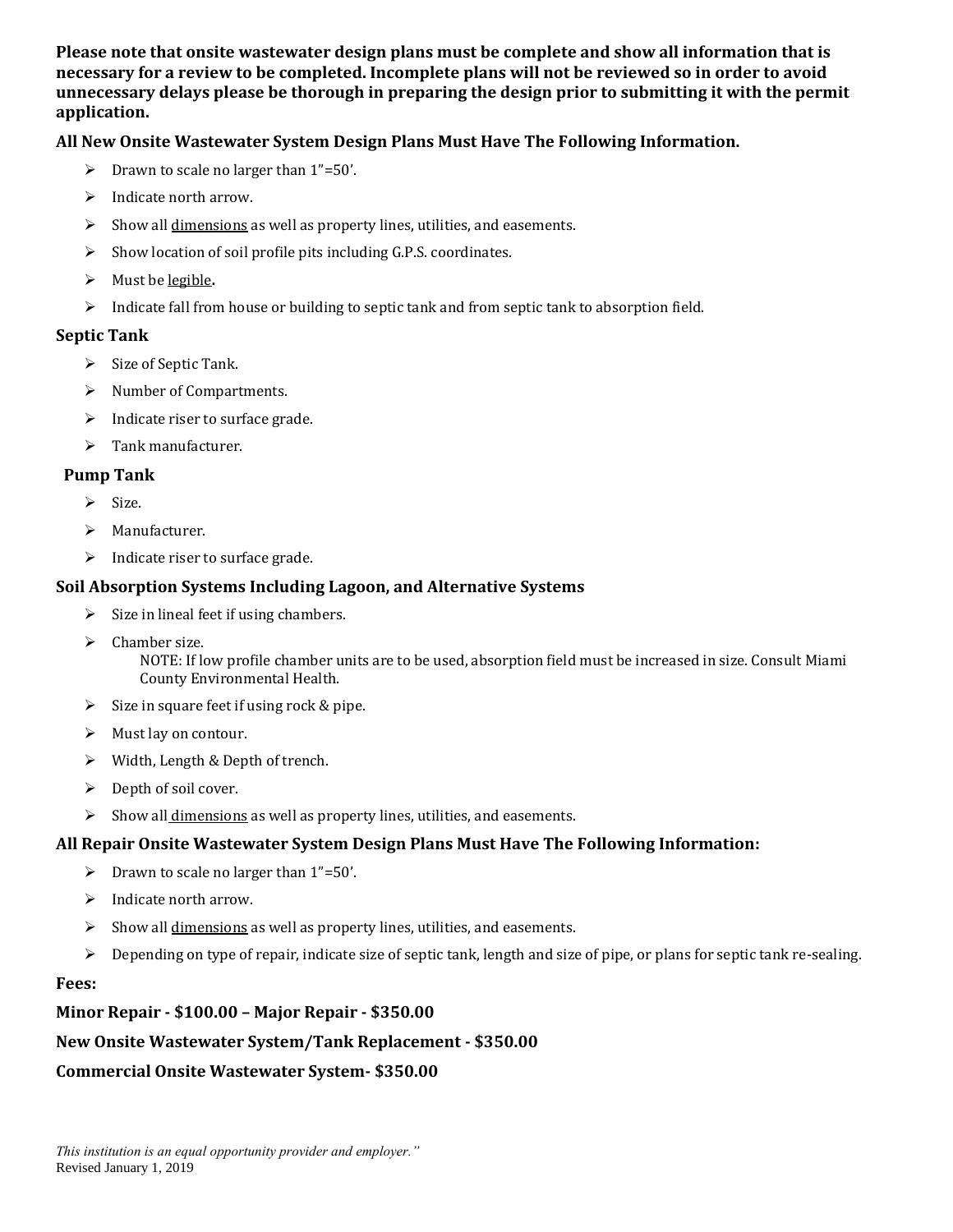**Please note that onsite wastewater design plans must be complete and show all information that is necessary for a review to be completed. Incomplete plans will not be reviewed so in order to avoid unnecessary delays please be thorough in preparing the design prior to submitting it with the permit application.**

**All New Onsite Wastewater System Design Plans Must Have The Following Information.**

- Drawn to scale no larger than 1"=50'.
- Indicate north arrow.
- Show all <u>dimensions</u> as well as property lines, utilities, and easements.
- Show location of soil profile pits including G.P.S. coordinates.
- Must be <u>legible</u>.
- Indicate fall from house or building to septic tank and from septic tank to absorption field.

**Septic Tank**

- Size of Septic Tank.
- Number of Compartments.
- Indicate riser to surface grade.
- Tank manufacturer.

**Pump Tank**

- Size.
- Manufacturer.
- Indicate riser to surface grade.

**Soil Absorption Systems Including Lagoon, and Alternative Systems**

- Size in lineal feet if using chambers.
- Chamber size.
  NOTE: If low profile chamber units are to be used, absorption field must be increased in size. Consult Miami County Environmental Health.
- Size in square feet if using rock & pipe.
- Must lay on contour.
- Width, Length & Depth of trench.
- Depth of soil cover.
- Show all <u>dimensions</u> as well as property lines, utilities, and easements.

**All Repair Onsite Wastewater System Design Plans Must Have The Following Information:**

- Drawn to scale no larger than 1"=50'.
- Indicate north arrow.
- Show all <u>dimensions</u> as well as property lines, utilities, and easements.
- Depending on type of repair, indicate size of septic tank, length and size of pipe, or plans for septic tank re-sealing.

**Fees:**

**Minor Repair - $100.00 – Major Repair - $350.00**

**New Onsite Wastewater System/Tank Replacement - $350.00**

**Commercial Onsite Wastewater System- $350.00**

*This institution is an equal opportunity provider and employer."*
Revised January 1, 2019